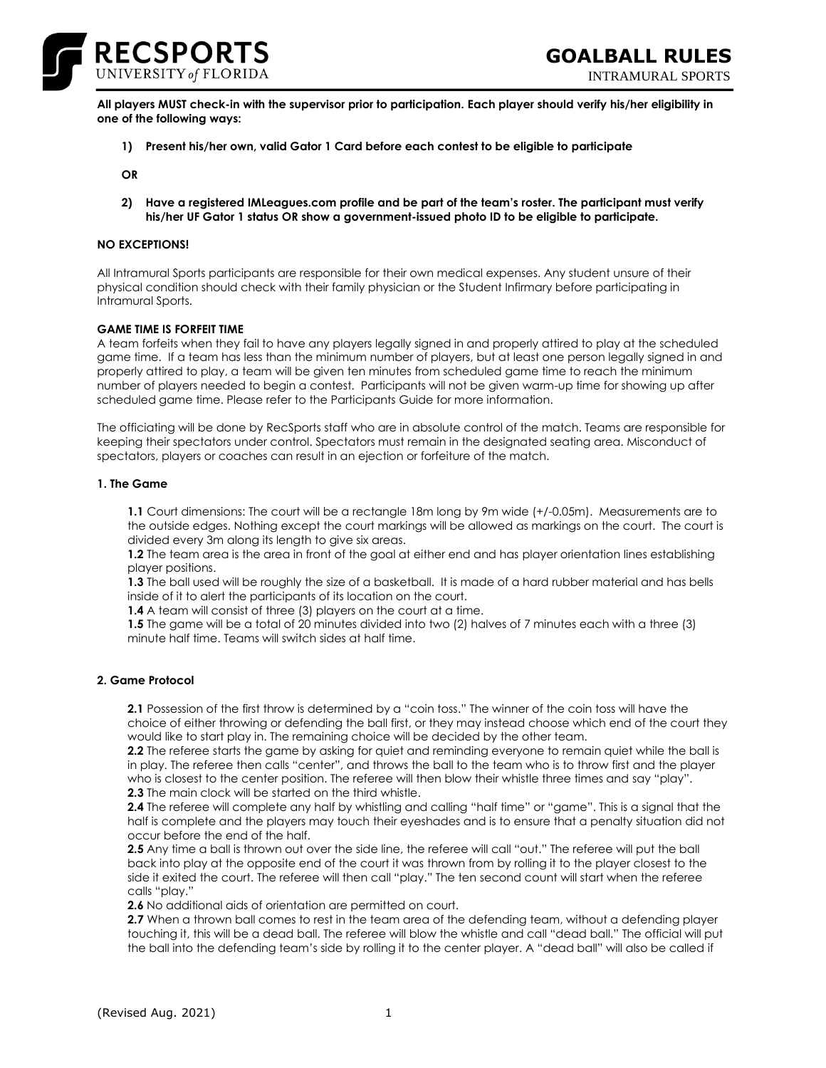# GOALBALL RULES

INTRAMURAL SPORTS

**All players MUST check-in with the supervisor prior to participation. Each player should verify his/her eligibility in one of the following ways:**

1) **Present his/her own, valid Gator 1 Card before each contest to be eligible to participate**

**OR**

2) **Have a registered IMLeagues.com profile and be part of the team's roster. The participant must verify his/her UF Gator 1 status OR show a government-issued photo ID to be eligible to participate.**

**NO EXCEPTIONS!**

All Intramural Sports participants are responsible for their own medical expenses. Any student unsure of their physical condition should check with their family physician or the Student Infirmary before participating in Intramural Sports.

**GAME TIME IS FORFEIT TIME**

A team forfeits when they fail to have any players legally signed in and properly attired to play at the scheduled game time. If a team has less than the minimum number of players, but at least one person legally signed in and properly attired to play, a team will be given ten minutes from scheduled game time to reach the minimum number of players needed to begin a contest. Participants will not be given warm-up time for showing up after scheduled game time. Please refer to the Participants Guide for more information.

The officiating will be done by RecSports staff who are in absolute control of the match. Teams are responsible for keeping their spectators under control. Spectators must remain in the designated seating area. Misconduct of spectators, players or coaches can result in an ejection or forfeiture of the match.

## 1. The Game

**1.1** Court dimensions: The court will be a rectangle 18m long by 9m wide (+/-0.05m). Measurements are to the outside edges. Nothing except the court markings will be allowed as markings on the court. The court is divided every 3m along its length to give six areas.

**1.2** The team area is the area in front of the goal at either end and has player orientation lines establishing player positions.

**1.3** The ball used will be roughly the size of a basketball. It is made of a hard rubber material and has bells inside of it to alert the participants of its location on the court.

**1.4** A team will consist of three (3) players on the court at a time.

**1.5** The game will be a total of 20 minutes divided into two (2) halves of 7 minutes each with a three (3) minute half time. Teams will switch sides at half time.

## 2. Game Protocol

**2.1** Possession of the first throw is determined by a "coin toss." The winner of the coin toss will have the choice of either throwing or defending the ball first, or they may instead choose which end of the court they would like to start play in. The remaining choice will be decided by the other team.

**2.2** The referee starts the game by asking for quiet and reminding everyone to remain quiet while the ball is in play. The referee then calls "center", and throws the ball to the team who is to throw first and the player who is closest to the center position. The referee will then blow their whistle three times and say "play".

**2.3** The main clock will be started on the third whistle.

**2.4** The referee will complete any half by whistling and calling "half time" or "game". This is a signal that the half is complete and the players may touch their eyeshades and is to ensure that a penalty situation did not occur before the end of the half.

**2.5** Any time a ball is thrown out over the side line, the referee will call "out." The referee will put the ball back into play at the opposite end of the court it was thrown from by rolling it to the player closest to the side it exited the court. The referee will then call "play." The ten second count will start when the referee calls "play."

**2.6** No additional aids of orientation are permitted on court.

**2.7** When a thrown ball comes to rest in the team area of the defending team, without a defending player touching it, this will be a dead ball. The referee will blow the whistle and call "dead ball." The official will put the ball into the defending team's side by rolling it to the center player. A "dead ball" will also be called if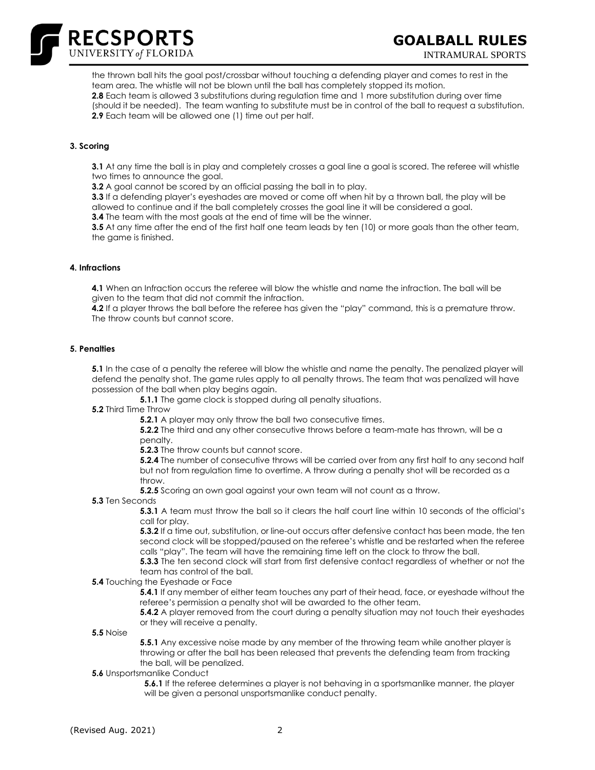the thrown ball hits the goal post/crossbar without touching a defending player and comes to rest in the team area. The whistle will not be blown until the ball has completely stopped its motion.

**2.8** Each team is allowed 3 substitutions during regulation time and 1 more substitution during over time (should it be needed). The team wanting to substitute must be in control of the ball to request a substitution.

**2.9** Each team will be allowed one (1) time out per half.

#### 3. Scoring

**3.1** At any time the ball is in play and completely crosses a goal line a goal is scored. The referee will whistle two times to announce the goal.

**3.2** A goal cannot be scored by an official passing the ball in to play.

**3.3** If a defending player's eyeshades are moved or come off when hit by a thrown ball, the play will be allowed to continue and if the ball completely crosses the goal line it will be considered a goal.

**3.4** The team with the most goals at the end of time will be the winner.

**3.5** At any time after the end of the first half one team leads by ten (10) or more goals than the other team, the game is finished.

#### 4. Infractions

**4.1** When an Infraction occurs the referee will blow the whistle and name the infraction. The ball will be given to the team that did not commit the infraction.

**4.2** If a player throws the ball before the referee has given the "play" command, this is a premature throw. The throw counts but cannot score.

#### 5. Penalties

**5.1** In the case of a penalty the referee will blow the whistle and name the penalty. The penalized player will defend the penalty shot. The game rules apply to all penalty throws. The team that was penalized will have possession of the ball when play begins again.

- **5.1.1** The game clock is stopped during all penalty situations.

**5.2** Third Time Throw

- **5.2.1** A player may only throw the ball two consecutive times.
- **5.2.2** The third and any other consecutive throws before a team-mate has thrown, will be a penalty.
- **5.2.3** The throw counts but cannot score.
- **5.2.4** The number of consecutive throws will be carried over from any first half to any second half but not from regulation time to overtime. A throw during a penalty shot will be recorded as a throw.
- **5.2.5** Scoring an own goal against your own team will not count as a throw.

**5.3** Ten Seconds

- **5.3.1** A team must throw the ball so it clears the half court line within 10 seconds of the official's call for play.
- **5.3.2** If a time out, substitution, or line-out occurs after defensive contact has been made, the ten second clock will be stopped/paused on the referee's whistle and be restarted when the referee calls "play". The team will have the remaining time left on the clock to throw the ball.
- **5.3.3** The ten second clock will start from first defensive contact regardless of whether or not the team has control of the ball.

**5.4** Touching the Eyeshade or Face

- **5.4.1** If any member of either team touches any part of their head, face, or eyeshade without the referee's permission a penalty shot will be awarded to the other team.
- **5.4.2** A player removed from the court during a penalty situation may not touch their eyeshades or they will receive a penalty.

**5.5** Noise

- **5.5.1** Any excessive noise made by any member of the throwing team while another player is throwing or after the ball has been released that prevents the defending team from tracking the ball, will be penalized.

**5.6** Unsportsmanlike Conduct

- **5.6.1** If the referee determines a player is not behaving in a sportsmanlike manner, the player will be given a personal unsportsmanlike conduct penalty.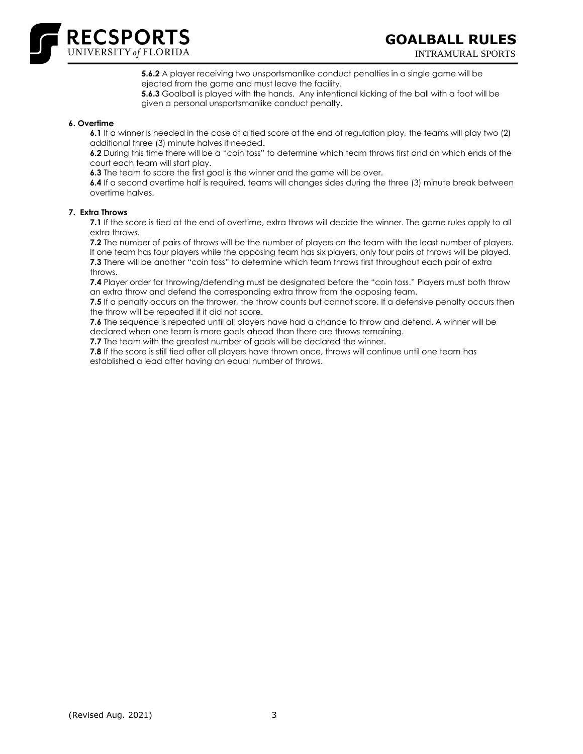**5.6.2** A player receiving two unsportsmanlike conduct penalties in a single game will be ejected from the game and must leave the facility.

**5.6.3** Goalball is played with the hands. Any intentional kicking of the ball with a foot will be given a personal unsportsmanlike conduct penalty.

### 6. Overtime

**6.1** If a winner is needed in the case of a tied score at the end of regulation play, the teams will play two (2) additional three (3) minute halves if needed.

**6.2** During this time there will be a "coin toss" to determine which team throws first and on which ends of the court each team will start play.

**6.3** The team to score the first goal is the winner and the game will be over.

**6.4** If a second overtime half is required, teams will changes sides during the three (3) minute break between overtime halves.

### 7. Extra Throws

**7.1** If the score is tied at the end of overtime, extra throws will decide the winner. The game rules apply to all extra throws.

**7.2** The number of pairs of throws will be the number of players on the team with the least number of players. If one team has four players while the opposing team has six players, only four pairs of throws will be played.

**7.3** There will be another "coin toss" to determine which team throws first throughout each pair of extra throws.

**7.4** Player order for throwing/defending must be designated before the "coin toss." Players must both throw an extra throw and defend the corresponding extra throw from the opposing team.

**7.5** If a penalty occurs on the thrower, the throw counts but cannot score. If a defensive penalty occurs then the throw will be repeated if it did not score.

**7.6** The sequence is repeated until all players have had a chance to throw and defend. A winner will be declared when one team is more goals ahead than there are throws remaining.

**7.7** The team with the greatest number of goals will be declared the winner.

**7.8** If the score is still tied after all players have thrown once, throws will continue until one team has established a lead after having an equal number of throws.